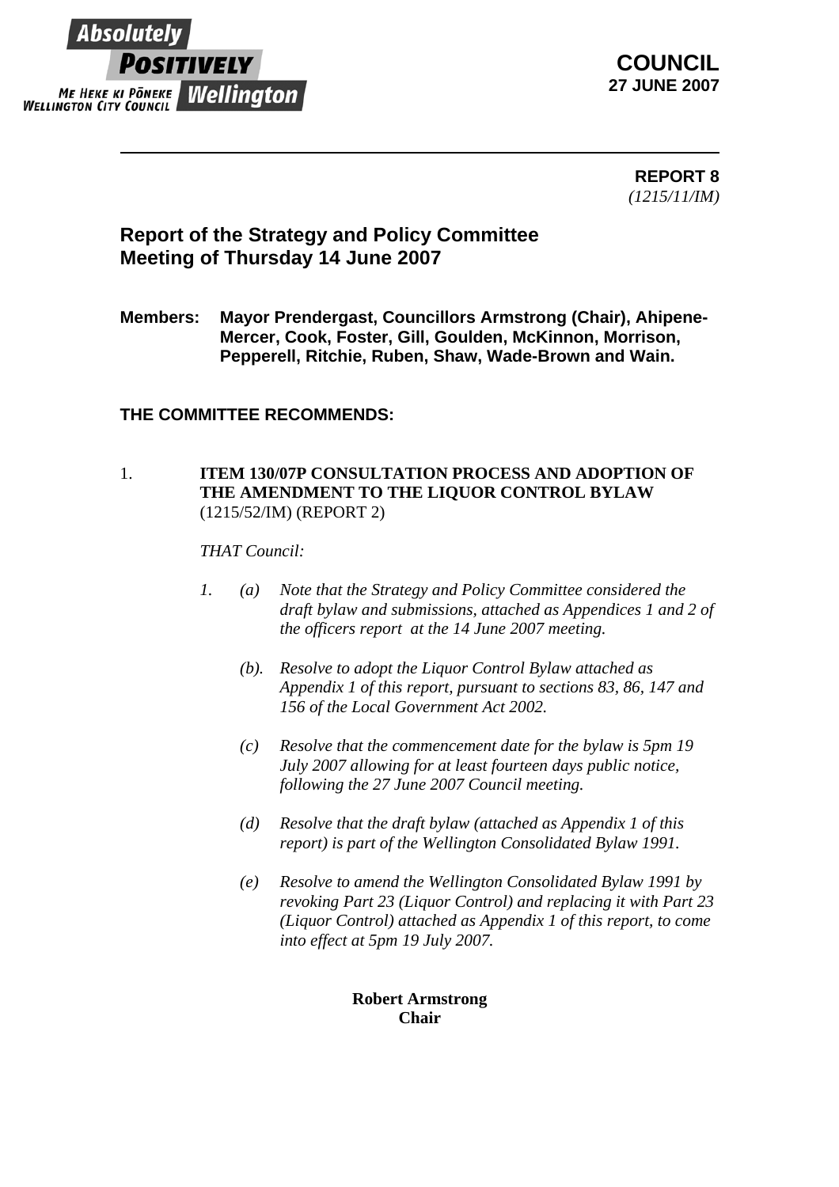Absolutely POSITIVELY Wellington
ME HEKE KI PŌNEKE
WELLINGTON CITY COUNCIL

**COUNCIL**
**27 JUNE 2007**

---

**REPORT 8**
*(1215/11/IM)*

## Report of the Strategy and Policy Committee Meeting of Thursday 14 June 2007

**Members: Mayor Prendergast, Councillors Armstrong (Chair), Ahipene-Mercer, Cook, Foster, Gill, Goulden, McKinnon, Morrison, Pepperell, Ritchie, Ruben, Shaw, Wade-Brown and Wain.**

**THE COMMITTEE RECOMMENDS:**

1. **ITEM 130/07P CONSULTATION PROCESS AND ADOPTION OF THE AMENDMENT TO THE LIQUOR CONTROL BYLAW**
   (1215/52/IM) (REPORT 2)

   *THAT Council:*

   *1. (a) Note that the Strategy and Policy Committee considered the draft bylaw and submissions, attached as Appendices 1 and 2 of the officers report at the 14 June 2007 meeting.*

   *(b). Resolve to adopt the Liquor Control Bylaw attached as Appendix 1 of this report, pursuant to sections 83, 86, 147 and 156 of the Local Government Act 2002.*

   *(c) Resolve that the commencement date for the bylaw is 5pm 19 July 2007 allowing for at least fourteen days public notice, following the 27 June 2007 Council meeting.*

   *(d) Resolve that the draft bylaw (attached as Appendix 1 of this report) is part of the Wellington Consolidated Bylaw 1991.*

   *(e) Resolve to amend the Wellington Consolidated Bylaw 1991 by revoking Part 23 (Liquor Control) and replacing it with Part 23 (Liquor Control) attached as Appendix 1 of this report, to come into effect at 5pm 19 July 2007.*

**Robert Armstrong**
**Chair**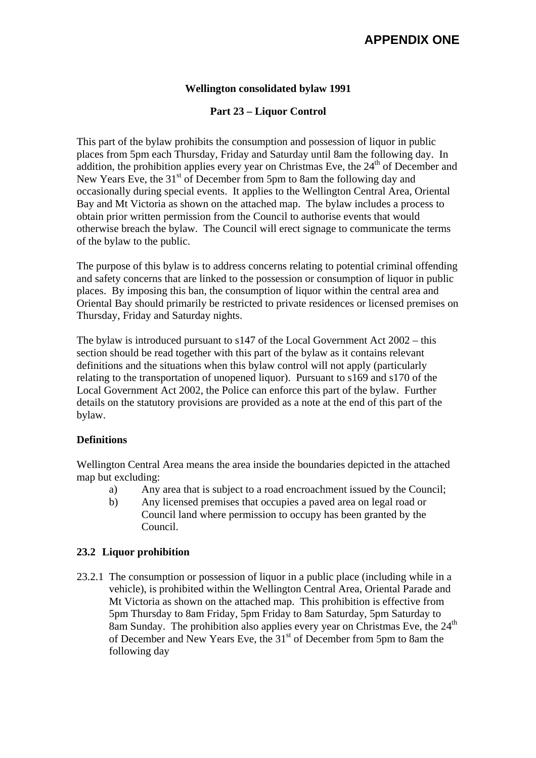**APPENDIX ONE**

**Wellington consolidated bylaw 1991**

**Part 23 – Liquor Control**

This part of the bylaw prohibits the consumption and possession of liquor in public places from 5pm each Thursday, Friday and Saturday until 8am the following day. In addition, the prohibition applies every year on Christmas Eve, the 24th of December and New Years Eve, the 31st of December from 5pm to 8am the following day and occasionally during special events. It applies to the Wellington Central Area, Oriental Bay and Mt Victoria as shown on the attached map. The bylaw includes a process to obtain prior written permission from the Council to authorise events that would otherwise breach the bylaw. The Council will erect signage to communicate the terms of the bylaw to the public.

The purpose of this bylaw is to address concerns relating to potential criminal offending and safety concerns that are linked to the possession or consumption of liquor in public places. By imposing this ban, the consumption of liquor within the central area and Oriental Bay should primarily be restricted to private residences or licensed premises on Thursday, Friday and Saturday nights.

The bylaw is introduced pursuant to s147 of the Local Government Act 2002 – this section should be read together with this part of the bylaw as it contains relevant definitions and the situations when this bylaw control will not apply (particularly relating to the transportation of unopened liquor). Pursuant to s169 and s170 of the Local Government Act 2002, the Police can enforce this part of the bylaw. Further details on the statutory provisions are provided as a note at the end of this part of the bylaw.

**Definitions**

Wellington Central Area means the area inside the boundaries depicted in the attached map but excluding:

a) Any area that is subject to a road encroachment issued by the Council;
b) Any licensed premises that occupies a paved area on legal road or Council land where permission to occupy has been granted by the Council.

**23.2 Liquor prohibition**

23.2.1 The consumption or possession of liquor in a public place (including while in a vehicle), is prohibited within the Wellington Central Area, Oriental Parade and Mt Victoria as shown on the attached map. This prohibition is effective from 5pm Thursday to 8am Friday, 5pm Friday to 8am Saturday, 5pm Saturday to 8am Sunday. The prohibition also applies every year on Christmas Eve, the 24th of December and New Years Eve, the 31st of December from 5pm to 8am the following day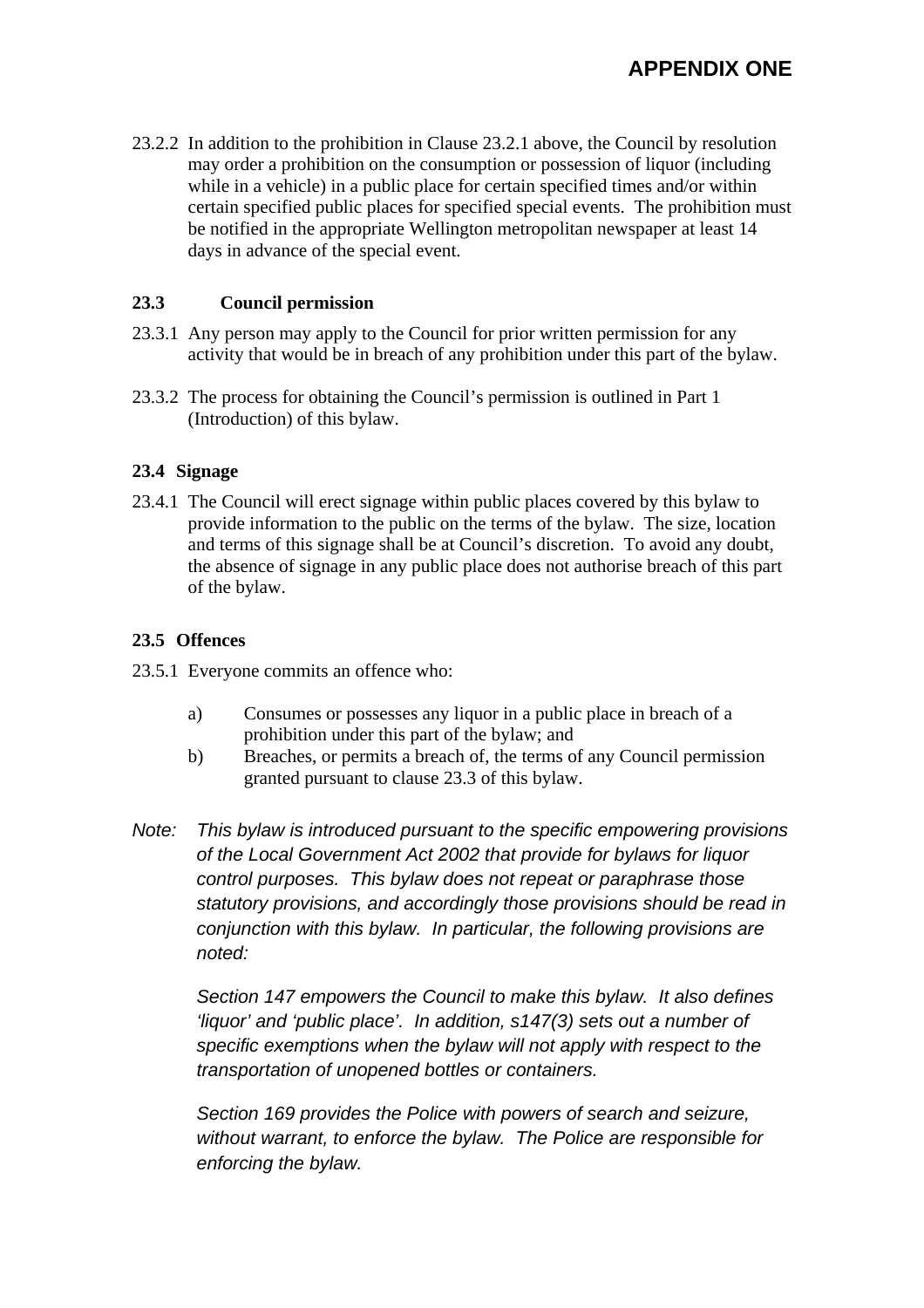23.2.2 In addition to the prohibition in Clause 23.2.1 above, the Council by resolution may order a prohibition on the consumption or possession of liquor (including while in a vehicle) in a public place for certain specified times and/or within certain specified public places for specified special events. The prohibition must be notified in the appropriate Wellington metropolitan newspaper at least 14 days in advance of the special event.

### 23.3 Council permission

23.3.1 Any person may apply to the Council for prior written permission for any activity that would be in breach of any prohibition under this part of the bylaw.

23.3.2 The process for obtaining the Council's permission is outlined in Part 1 (Introduction) of this bylaw.

### 23.4 Signage

23.4.1 The Council will erect signage within public places covered by this bylaw to provide information to the public on the terms of the bylaw. The size, location and terms of this signage shall be at Council's discretion. To avoid any doubt, the absence of signage in any public place does not authorise breach of this part of the bylaw.

### 23.5 Offences

23.5.1 Everyone commits an offence who:

a) Consumes or possesses any liquor in a public place in breach of a prohibition under this part of the bylaw; and

b) Breaches, or permits a breach of, the terms of any Council permission granted pursuant to clause 23.3 of this bylaw.

*Note: This bylaw is introduced pursuant to the specific empowering provisions of the Local Government Act 2002 that provide for bylaws for liquor control purposes. This bylaw does not repeat or paraphrase those statutory provisions, and accordingly those provisions should be read in conjunction with this bylaw. In particular, the following provisions are noted:*

*Section 147 empowers the Council to make this bylaw. It also defines 'liquor' and 'public place'. In addition, s147(3) sets out a number of specific exemptions when the bylaw will not apply with respect to the transportation of unopened bottles or containers.*

*Section 169 provides the Police with powers of search and seizure, without warrant, to enforce the bylaw. The Police are responsible for enforcing the bylaw.*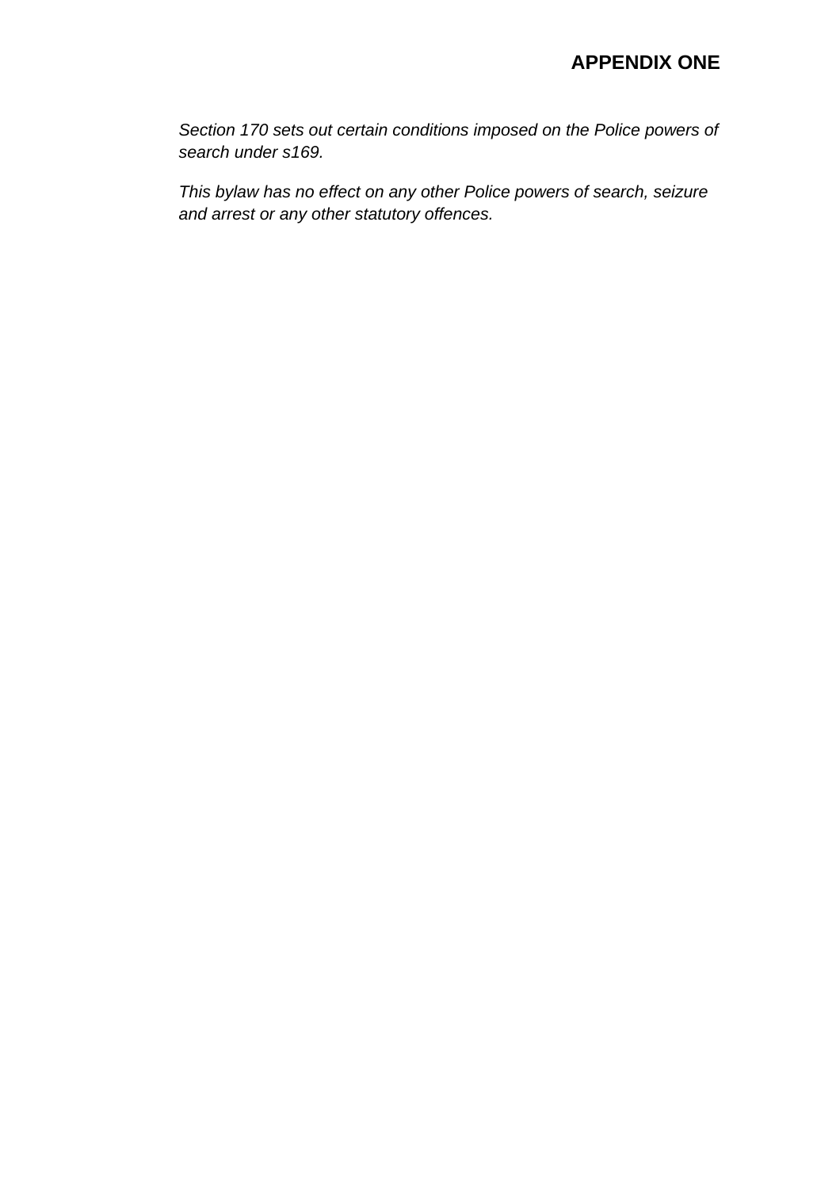## APPENDIX ONE

*Section 170 sets out certain conditions imposed on the Police powers of search under s169.*

*This bylaw has no effect on any other Police powers of search, seizure and arrest or any other statutory offences.*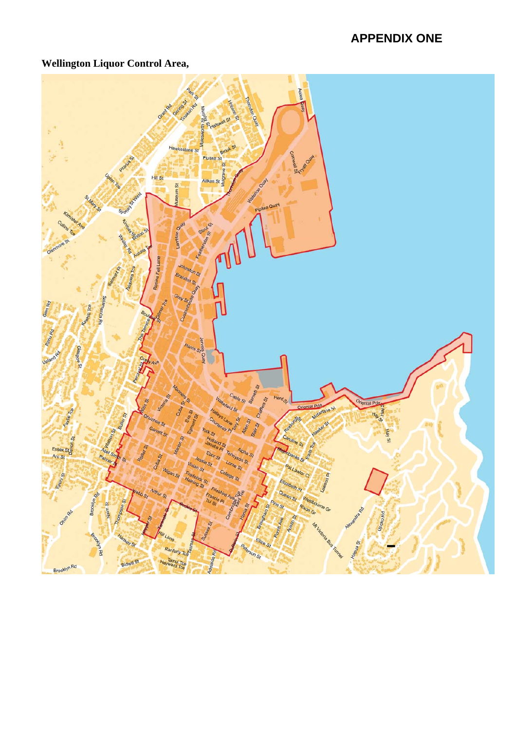## APPENDIX ONE

**Wellington Liquor Control Area,**